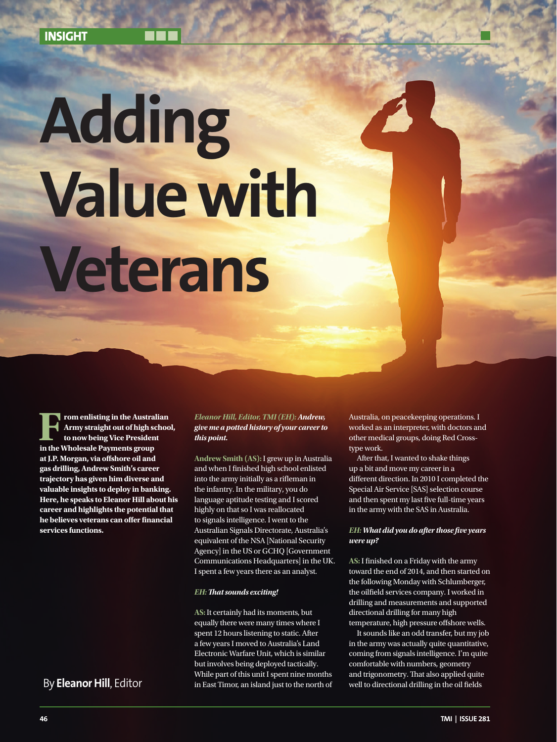INSIGHT

# Adding Value with Veterans

By **Eleanor Hill**, Editor

**From enlisting in the Australian Army straight out of high school, to now being Vice President in the Wholesale Payments group at J.P. Morgan, via offshore oil and gas drilling, Andrew Smith's career trajectory has given him diverse and valuable insights to deploy in banking. Here, he speaks to Eleanor Hill about his career and highlights the potential that he believes veterans can offer financial services functions.**

***Eleanor Hill, Editor, TMI (EH): Andrew, give me a potted history of your career to this point.***

**Andrew Smith (AS):** I grew up in Australia and when I finished high school enlisted into the army initially as a rifleman in the infantry. In the military, you do language aptitude testing and I scored highly on that so I was reallocated to signals intelligence. I went to the Australian Signals Directorate, Australia's equivalent of the NSA [National Security Agency] in the US or GCHQ [Government Communications Headquarters] in the UK. I spent a few years there as an analyst.

***EH: That sounds exciting!***

**AS:** It certainly had its moments, but equally there were many times where I spent 12 hours listening to static. After a few years I moved to Australia's Land Electronic Warfare Unit, which is similar but involves being deployed tactically. While part of this unit I spent nine months in East Timor, an island just to the north of Australia, on peacekeeping operations. I worked as an interpreter, with doctors and other medical groups, doing Red Cross-type work.

After that, I wanted to shake things up a bit and move my career in a different direction. In 2010 I completed the Special Air Service [SAS] selection course and then spent my last five full-time years in the army with the SAS in Australia.

***EH: What did you do after those five years were up?***

**AS:** I finished on a Friday with the army toward the end of 2014, and then started on the following Monday with Schlumberger, the oilfield services company. I worked in drilling and measurements and supported directional drilling for many high temperature, high pressure offshore wells.

It sounds like an odd transfer, but my job in the army was actually quite quantitative, coming from signals intelligence. I'm quite comfortable with numbers, geometry and trigonometry. That also applied quite well to directional drilling in the oil fields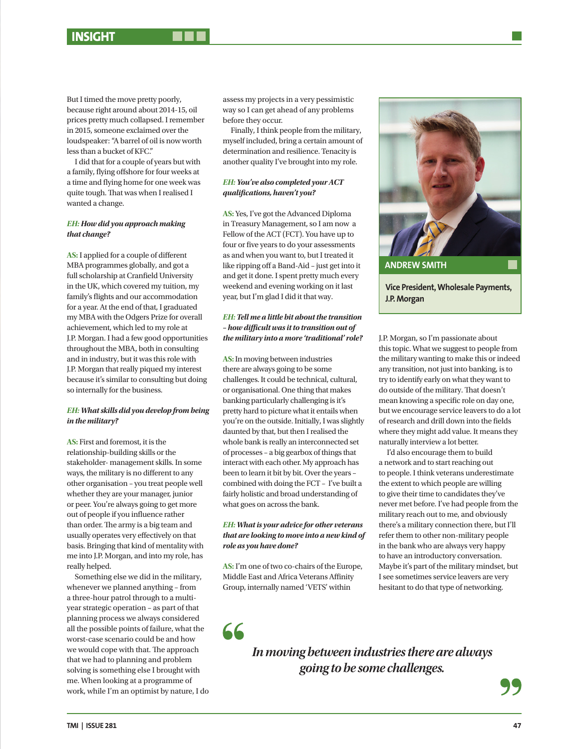But I timed the move pretty poorly, because right around about 2014-15, oil prices pretty much collapsed. I remember in 2015, someone exclaimed over the loudspeaker: "A barrel of oil is now worth less than a bucket of KFC."

I did that for a couple of years but with a family, flying offshore for four weeks at a time and flying home for one week was quite tough. That was when I realised I wanted a change.

***EH: How did you approach making that change?***

**AS:** I applied for a couple of different MBA programmes globally, and got a full scholarship at Cranfield University in the UK, which covered my tuition, my family's flights and our accommodation for a year. At the end of that, I graduated my MBA with the Odgers Prize for overall achievement, which led to my role at J.P. Morgan. I had a few good opportunities throughout the MBA, both in consulting and in industry, but it was this role with J.P. Morgan that really piqued my interest because it's similar to consulting but doing so internally for the business.

***EH: What skills did you develop from being in the military?***

**AS:** First and foremost, it is the relationship-building skills or the stakeholder- management skills. In some ways, the military is no different to any other organisation – you treat people well whether they are your manager, junior or peer. You're always going to get more out of people if you influence rather than order. The army is a big team and usually operates very effectively on that basis. Bringing that kind of mentality with me into J.P. Morgan, and into my role, has really helped.

Something else we did in the military, whenever we planned anything – from a three-hour patrol through to a multi-year strategic operation – as part of that planning process we always considered all the possible points of failure, what the worst-case scenario could be and how we would cope with that. The approach that we had to planning and problem solving is something else I brought with me. When looking at a programme of work, while I'm an optimist by nature, I do assess my projects in a very pessimistic way so I can get ahead of any problems before they occur.

Finally, I think people from the military, myself included, bring a certain amount of determination and resilience. Tenacity is another quality I've brought into my role.

***EH: You've also completed your ACT qualifications, haven't you?***

**AS:** Yes, I've got the Advanced Diploma in Treasury Management, so I am now a Fellow of the ACT (FCT). You have up to four or five years to do your assessments as and when you want to, but I treated it like ripping off a Band-Aid – just get into it and get it done. I spent pretty much every weekend and evening working on it last year, but I'm glad I did it that way.

***EH: Tell me a little bit about the transition – how difficult was it to transition out of the military into a more 'traditional' role?***

**AS:** In moving between industries there are always going to be some challenges. It could be technical, cultural, or organisational. One thing that makes banking particularly challenging is it's pretty hard to picture what it entails when you're on the outside. Initially, I was slightly daunted by that, but then I realised the whole bank is really an interconnected set of processes – a big gearbox of things that interact with each other. My approach has been to learn it bit by bit. Over the years – combined with doing the FCT – I've built a fairly holistic and broad understanding of what goes on across the bank.

***EH: What is your advice for other veterans that are looking to move into a new kind of role as you have done?***

**AS:** I'm one of two co-chairs of the Europe, Middle East and Africa Veterans Affinity Group, internally named 'VETS' within J.P. Morgan, so I'm passionate about this topic. What we suggest to people from the military wanting to make this or indeed any transition, not just into banking, is to try to identify early on what they want to do outside of the military. That doesn't mean knowing a specific role on day one, but we encourage service leavers to do a lot of research and drill down into the fields where they might add value. It means they naturally interview a lot better.

I'd also encourage them to build a network and to start reaching out to people. I think veterans underestimate the extent to which people are willing to give their time to candidates they've never met before. I've had people from the military reach out to me, and obviously there's a military connection there, but I'll refer them to other non-military people in the bank who are always very happy to have an introductory conversation. Maybe it's part of the military mindset, but I see sometimes service leavers are very hesitant to do that type of networking.

**ANDREW SMITH**

**Vice President, Wholesale Payments, J.P. Morgan**

> *In moving between industries there are always going to be some challenges.*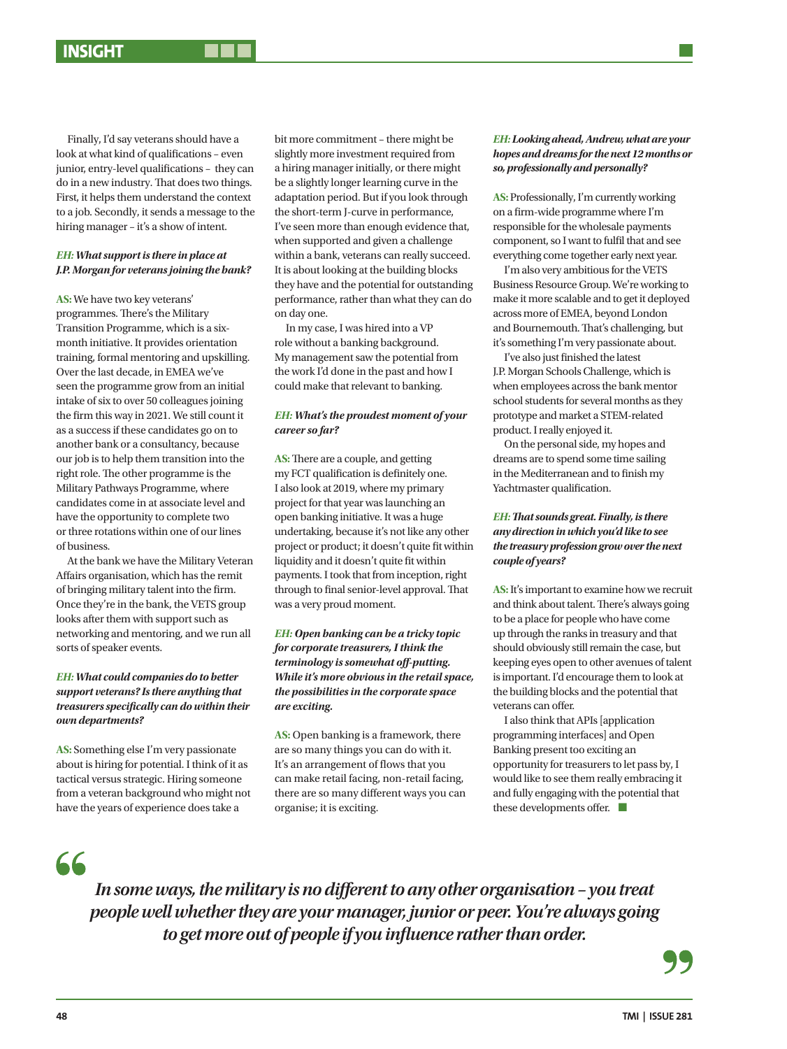Finally, I'd say veterans should have a look at what kind of qualifications – even junior, entry-level qualifications – they can do in a new industry. That does two things. First, it helps them understand the context to a job. Secondly, it sends a message to the hiring manager – it's a show of intent.

***EH:* What support is there in place at J.P. Morgan for veterans joining the bank?**

**AS:** We have two key veterans' programmes. There's the Military Transition Programme, which is a six-month initiative. It provides orientation training, formal mentoring and upskilling. Over the last decade, in EMEA we've seen the programme grow from an initial intake of six to over 50 colleagues joining the firm this way in 2021. We still count it as a success if these candidates go on to another bank or a consultancy, because our job is to help them transition into the right role. The other programme is the Military Pathways Programme, where candidates come in at associate level and have the opportunity to complete two or three rotations within one of our lines of business.

At the bank we have the Military Veteran Affairs organisation, which has the remit of bringing military talent into the firm. Once they're in the bank, the VETS group looks after them with support such as networking and mentoring, and we run all sorts of speaker events.

***EH:* What could companies do to better support veterans? Is there anything that treasurers specifically can do within their own departments?**

**AS:** Something else I'm very passionate about is hiring for potential. I think of it as tactical versus strategic. Hiring someone from a veteran background who might not have the years of experience does take a bit more commitment – there might be slightly more investment required from a hiring manager initially, or there might be a slightly longer learning curve in the adaptation period. But if you look through the short-term J-curve in performance, I've seen more than enough evidence that, when supported and given a challenge within a bank, veterans can really succeed. It is about looking at the building blocks they have and the potential for outstanding performance, rather than what they can do on day one.

In my case, I was hired into a VP role without a banking background. My management saw the potential from the work I'd done in the past and how I could make that relevant to banking.

***EH:* What's the proudest moment of your career so far?**

**AS:** There are a couple, and getting my FCT qualification is definitely one. I also look at 2019, where my primary project for that year was launching an open banking initiative. It was a huge undertaking, because it's not like any other project or product; it doesn't quite fit within liquidity and it doesn't quite fit within payments. I took that from inception, right through to final senior-level approval. That was a very proud moment.

***EH:* Open banking can be a tricky topic for corporate treasurers, I think the terminology is somewhat off-putting. While it's more obvious in the retail space, the possibilities in the corporate space are exciting.**

**AS:** Open banking is a framework, there are so many things you can do with it. It's an arrangement of flows that you can make retail facing, non-retail facing, there are so many different ways you can organise; it is exciting.

***EH:* Looking ahead, Andrew, what are your hopes and dreams for the next 12 months or so, professionally and personally?**

**AS:** Professionally, I'm currently working on a firm-wide programme where I'm responsible for the wholesale payments component, so I want to fulfil that and see everything come together early next year.

I'm also very ambitious for the VETS Business Resource Group. We're working to make it more scalable and to get it deployed across more of EMEA, beyond London and Bournemouth. That's challenging, but it's something I'm very passionate about.

I've also just finished the latest J.P. Morgan Schools Challenge, which is when employees across the bank mentor school students for several months as they prototype and market a STEM-related product. I really enjoyed it.

On the personal side, my hopes and dreams are to spend some time sailing in the Mediterranean and to finish my Yachtmaster qualification.

***EH:* That sounds great. Finally, is there any direction in which you'd like to see the treasury profession grow over the next couple of years?**

**AS:** It's important to examine how we recruit and think about talent. There's always going to be a place for people who have come up through the ranks in treasury and that should obviously still remain the case, but keeping eyes open to other avenues of talent is important. I'd encourage them to look at the building blocks and the potential that veterans can offer.

I also think that APIs [application programming interfaces] and Open Banking present too exciting an opportunity for treasurers to let pass by, I would like to see them really embracing it and fully engaging with the potential that these developments offer.

> *In some ways, the military is no different to any other organisation – you treat people well whether they are your manager, junior or peer. You're always going to get more out of people if you influence rather than order.*